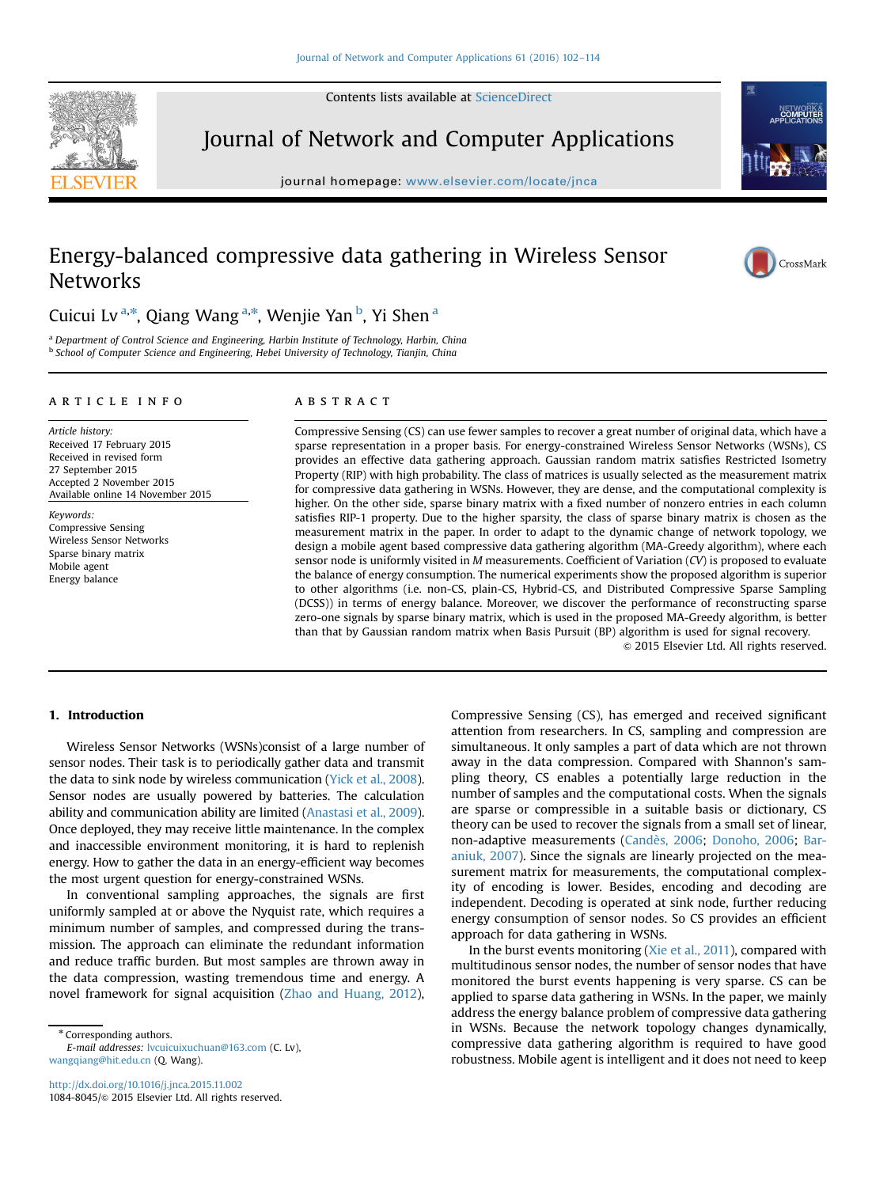Contents lists available at ScienceDirect

# Journal of Network and Computer Applications

journal homepage: www.elsevier.com/locate/jnca

# Energy-balanced compressive data gathering in Wireless Sensor Networks

Cuicui Lv [a,*], Qiang Wang [a,*], Wenjie Yan [b], Yi Shen [a]

[a] Department of Control Science and Engineering, Harbin Institute of Technology, Harbin, China
[b] School of Computer Science and Engineering, Hebei University of Technology, Tianjin, China

## ARTICLE INFO

*Article history:*
Received 17 February 2015
Received in revised form
27 September 2015
Accepted 2 November 2015
Available online 14 November 2015

*Keywords:*
Compressive Sensing
Wireless Sensor Networks
Sparse binary matrix
Mobile agent
Energy balance

## ABSTRACT

Compressive Sensing (CS) can use fewer samples to recover a great number of original data, which have a sparse representation in a proper basis. For energy-constrained Wireless Sensor Networks (WSNs), CS provides an effective data gathering approach. Gaussian random matrix satisfies Restricted Isometry Property (RIP) with high probability. The class of matrices is usually selected as the measurement matrix for compressive data gathering in WSNs. However, they are dense, and the computational complexity is higher. On the other side, sparse binary matrix with a fixed number of nonzero entries in each column satisfies RIP-1 property. Due to the higher sparsity, the class of sparse binary matrix is chosen as the measurement matrix in the paper. In order to adapt to the dynamic change of network topology, we design a mobile agent based compressive data gathering algorithm (MA-Greedy algorithm), where each sensor node is uniformly visited in $M$ measurements. Coefficient of Variation ($CV$) is proposed to evaluate the balance of energy consumption. The numerical experiments show the proposed algorithm is superior to other algorithms (i.e. non-CS, plain-CS, Hybrid-CS, and Distributed Compressive Sparse Sampling (DCSS)) in terms of energy balance. Moreover, we discover the performance of reconstructing sparse zero-one signals by sparse binary matrix, which is used in the proposed MA-Greedy algorithm, is better than that by Gaussian random matrix when Basis Pursuit (BP) algorithm is used for signal recovery.

© 2015 Elsevier Ltd. All rights reserved.

## 1. Introduction

Wireless Sensor Networks (WSNs)consist of a large number of sensor nodes. Their task is to periodically gather data and transmit the data to sink node by wireless communication (Yick et al., 2008). Sensor nodes are usually powered by batteries. The calculation ability and communication ability are limited (Anastasi et al., 2009). Once deployed, they may receive little maintenance. In the complex and inaccessible environment monitoring, it is hard to replenish energy. How to gather the data in an energy-efficient way becomes the most urgent question for energy-constrained WSNs.

In conventional sampling approaches, the signals are first uniformly sampled at or above the Nyquist rate, which requires a minimum number of samples, and compressed during the transmission. The approach can eliminate the redundant information and reduce traffic burden. But most samples are thrown away in the data compression, wasting tremendous time and energy. A novel framework for signal acquisition (Zhao and Huang, 2012), Compressive Sensing (CS), has emerged and received significant attention from researchers. In CS, sampling and compression are simultaneous. It only samples a part of data which are not thrown away in the data compression. Compared with Shannon's sampling theory, CS enables a potentially large reduction in the number of samples and the computational costs. When the signals are sparse or compressible in a suitable basis or dictionary, CS theory can be used to recover the signals from a small set of linear, non-adaptive measurements (Candès, 2006; Donoho, 2006; Baraniuk, 2007). Since the signals are linearly projected on the measurement matrix for measurements, the computational complexity of encoding is lower. Besides, encoding and decoding are independent. Decoding is operated at sink node, further reducing energy consumption of sensor nodes. So CS provides an efficient approach for data gathering in WSNs.

In the burst events monitoring (Xie et al., 2011), compared with multitudinous sensor nodes, the number of sensor nodes that have monitored the burst events happening is very sparse. CS can be applied to sparse data gathering in WSNs. In the paper, we mainly address the energy balance problem of compressive data gathering in WSNs. Because the network topology changes dynamically, compressive data gathering algorithm is required to have good robustness. Mobile agent is intelligent and it does not need to keep

* Corresponding authors.
E-mail addresses: lvcuicuixuchuan@163.com (C. Lv), wangqiang@hit.edu.cn (Q. Wang).

http://dx.doi.org/10.1016/j.jnca.2015.11.002
1084-8045/© 2015 Elsevier Ltd. All rights reserved.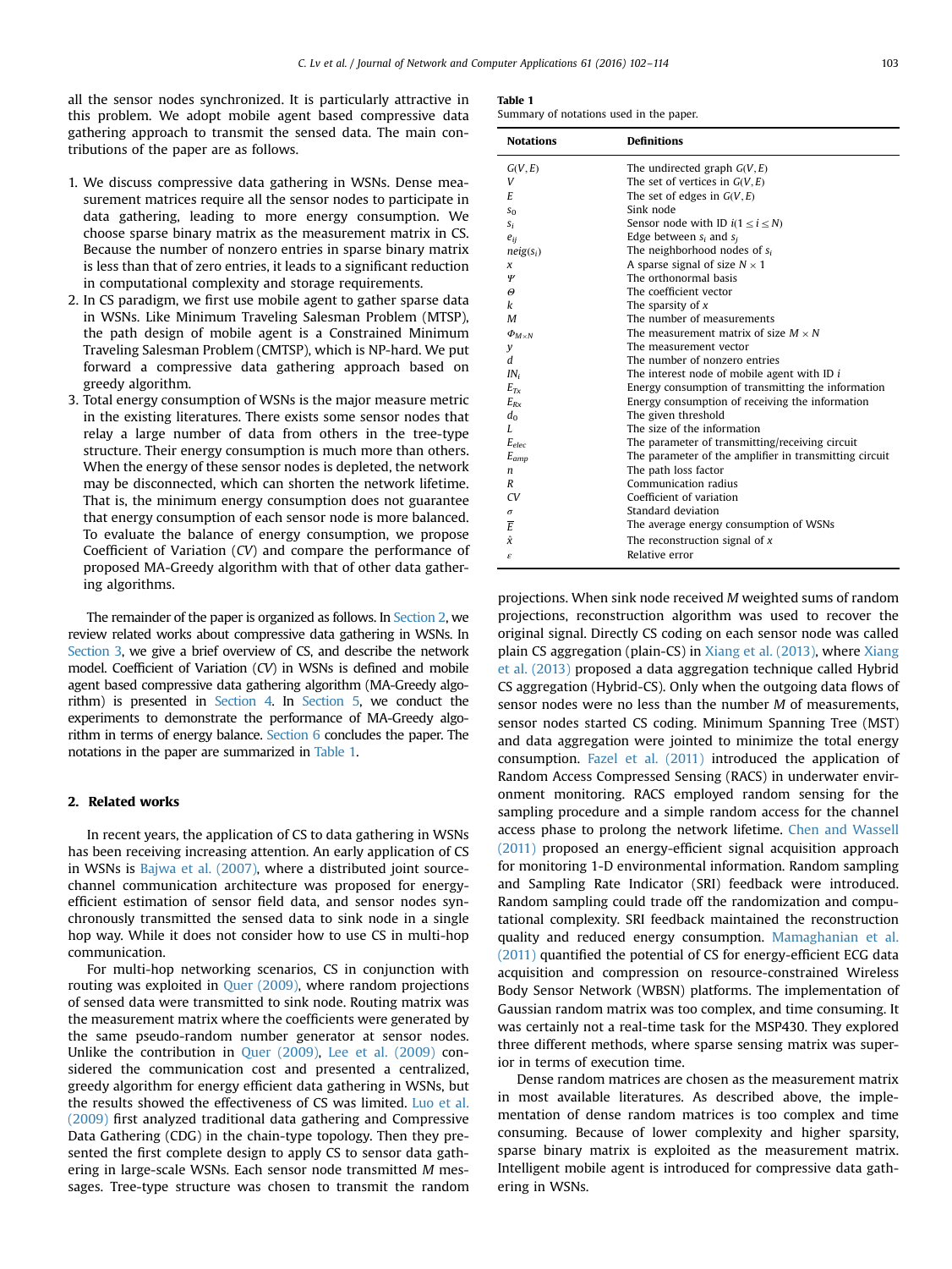all the sensor nodes synchronized. It is particularly attractive in this problem. We adopt mobile agent based compressive data gathering approach to transmit the sensed data. The main contributions of the paper are as follows.

1. We discuss compressive data gathering in WSNs. Dense measurement matrices require all the sensor nodes to participate in data gathering, leading to more energy consumption. We choose sparse binary matrix as the measurement matrix in CS. Because the number of nonzero entries in sparse binary matrix is less than that of zero entries, it leads to a significant reduction in computational complexity and storage requirements.
2. In CS paradigm, we first use mobile agent to gather sparse data in WSNs. Like Minimum Traveling Salesman Problem (MTSP), the path design of mobile agent is a Constrained Minimum Traveling Salesman Problem (CMTSP), which is NP-hard. We put forward a compressive data gathering approach based on greedy algorithm.
3. Total energy consumption of WSNs is the major measure metric in the existing literatures. There exists some sensor nodes that relay a large number of data from others in the tree-type structure. Their energy consumption is much more than others. When the energy of these sensor nodes is depleted, the network may be disconnected, which can shorten the network lifetime. That is, the minimum energy consumption does not guarantee that energy consumption of each sensor node is more balanced. To evaluate the balance of energy consumption, we propose Coefficient of Variation ($CV$) and compare the performance of proposed MA-Greedy algorithm with that of other data gathering algorithms.

The remainder of the paper is organized as follows. In Section 2, we review related works about compressive data gathering in WSNs. In Section 3, we give a brief overview of CS, and describe the network model. Coefficient of Variation ($CV$) in WSNs is defined and mobile agent based compressive data gathering algorithm (MA-Greedy algorithm) is presented in Section 4. In Section 5, we conduct the experiments to demonstrate the performance of MA-Greedy algorithm in terms of energy balance. Section 6 concludes the paper. The notations in the paper are summarized in Table 1.

## 2. Related works

In recent years, the application of CS to data gathering in WSNs has been receiving increasing attention. An early application of CS in WSNs is Bajwa et al. (2007), where a distributed joint source-channel communication architecture was proposed for energy-efficient estimation of sensor field data, and sensor nodes synchronously transmitted the sensed data to sink node in a single hop way. While it does not consider how to use CS in multi-hop communication.

For multi-hop networking scenarios, CS in conjunction with routing was exploited in Quer (2009), where random projections of sensed data were transmitted to sink node. Routing matrix was the measurement matrix where the coefficients were generated by the same pseudo-random number generator at sensor nodes. Unlike the contribution in Quer (2009), Lee et al. (2009) considered the communication cost and presented a centralized, greedy algorithm for energy efficient data gathering in WSNs, but the results showed the effectiveness of CS was limited. Luo et al. (2009) first analyzed traditional data gathering and Compressive Data Gathering (CDG) in the chain-type topology. Then they presented the first complete design to apply CS to sensor data gathering in large-scale WSNs. Each sensor node transmitted $M$ messages. Tree-type structure was chosen to transmit the random projections. When sink node received $M$ weighted sums of random projections, reconstruction algorithm was used to recover the original signal. Directly CS coding on each sensor node was called plain CS aggregation (plain-CS) in Xiang et al. (2013), where Xiang et al. (2013) proposed a data aggregation technique called Hybrid CS aggregation (Hybrid-CS). Only when the outgoing data flows of sensor nodes were no less than the number $M$ of measurements, sensor nodes started CS coding. Minimum Spanning Tree (MST) and data aggregation were jointed to minimize the total energy consumption. Fazel et al. (2011) introduced the application of Random Access Compressed Sensing (RACS) in underwater environment monitoring. RACS employed random sensing for the sampling procedure and a simple random access for the channel access phase to prolong the network lifetime. Chen and Wassell (2011) proposed an energy-efficient signal acquisition approach for monitoring 1-D environmental information. Random sampling and Sampling Rate Indicator (SRI) feedback were introduced. Random sampling could trade off the randomization and computational complexity. SRI feedback maintained the reconstruction quality and reduced energy consumption. Mamaghanian et al. (2011) quantified the potential of CS for energy-efficient ECG data acquisition and compression on resource-constrained Wireless Body Sensor Network (WBSN) platforms. The implementation of Gaussian random matrix was too complex, and time consuming. It was certainly not a real-time task for the MSP430. They explored three different methods, where sparse sensing matrix was superior in terms of execution time.

Dense random matrices are chosen as the measurement matrix in most available literatures. As described above, the implementation of dense random matrices is too complex and time consuming. Because of lower complexity and higher sparsity, sparse binary matrix is exploited as the measurement matrix. Intelligent mobile agent is introduced for compressive data gathering in WSNs.

**Table 1**
Summary of notations used in the paper.

| Notations | Definitions |
| --- | --- |
| $G(V,E)$ | The undirected graph $G(V,E)$ |
| $V$ | The set of vertices in $G(V,E)$ |
| $E$ | The set of edges in $G(V,E)$ |
| $s_0$ | Sink node |
| $s_i$ | Sensor node with ID $i (1 \le i \le N)$ |
| $e_{ij}$ | Edge between $s_i$ and $s_j$ |
| $neig(s_i)$ | The neighborhood nodes of $s_i$ |
| $x$ | A sparse signal of size $N \times 1$ |
| $\Psi$ | The orthonormal basis |
| $\Theta$ | The coefficient vector |
| $k$ | The sparsity of $x$ |
| $M$ | The number of measurements |
| $\Phi_{M \times N}$ | The measurement matrix of size $M \times N$ |
| $y$ | The measurement vector |
| $d$ | The number of nonzero entries |
| $IN_i$ | The interest node of mobile agent with ID $i$ |
| $E_{Tx}$ | Energy consumption of transmitting the information |
| $E_{Rx}$ | Energy consumption of receiving the information |
| $d_0$ | The given threshold |
| $L$ | The size of the information |
| $E_{elec}$ | The parameter of transmitting/receiving circuit |
| $E_{amp}$ | The parameter of the amplifier in transmitting circuit |
| $n$ | The path loss factor |
| $R$ | Communication radius |
| $CV$ | Coefficient of variation |
| $\sigma$ | Standard deviation |
| $\overline{E}$ | The average energy consumption of WSNs |
| $\hat{x}$ | The reconstruction signal of $x$ |
| $\varepsilon$ | Relative error |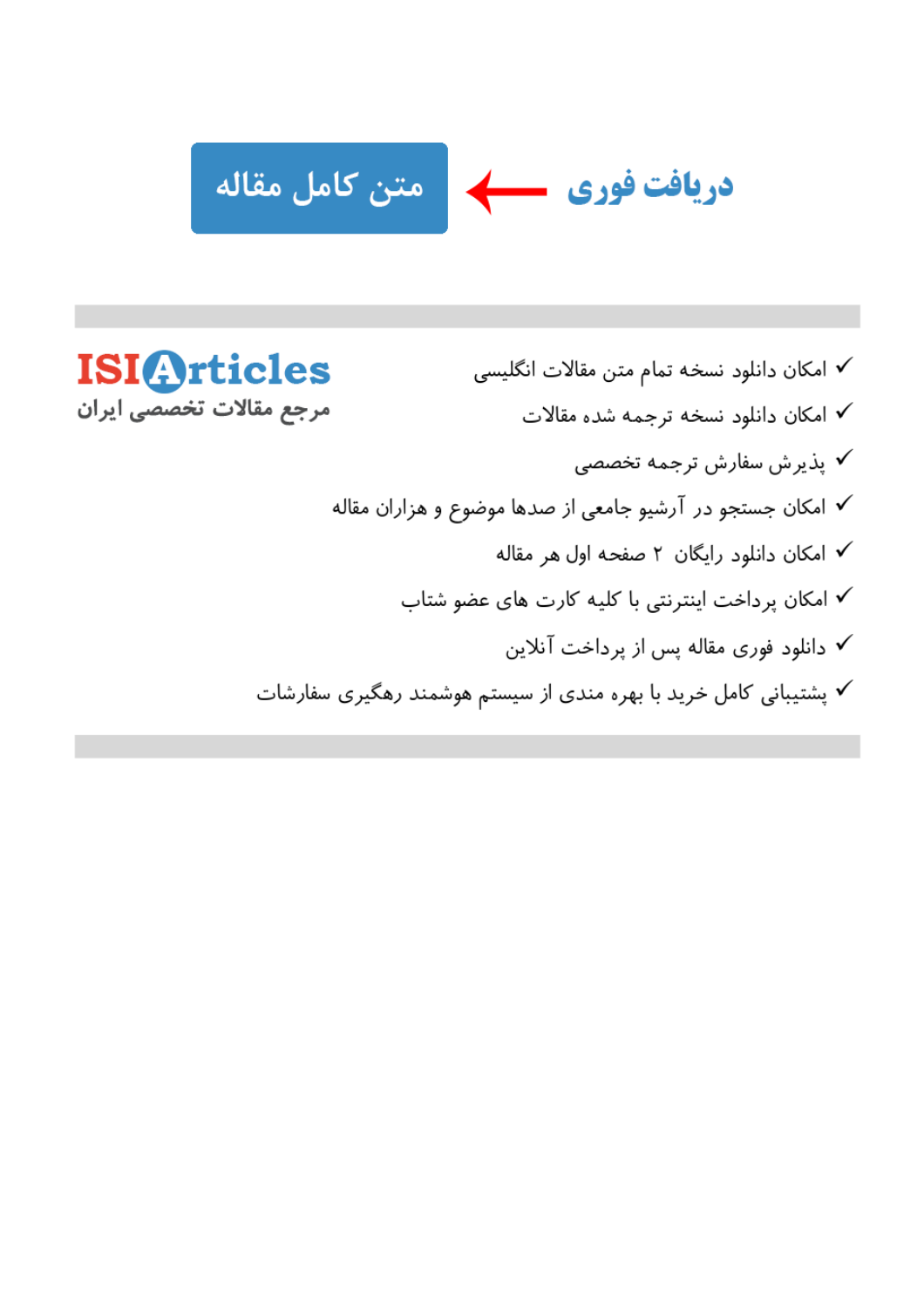**دریافت فوری ← متن کامل مقاله**

**ISIArticles**

**مرجع مقالات تخصصی ایران**

- ✓ امکان دانلود نسخه تمام متن مقالات انگلیسی
- ✓ امکان دانلود نسخه ترجمه شده مقالات
- ✓ پذیرش سفارش ترجمه تخصصی
- ✓ امکان جستجو در آرشیو جامعی از صدها موضوع و هزاران مقاله
- ✓ امکان دانلود رایگان ۲ صفحه اول هر مقاله
- ✓ امکان پرداخت اینترنتی با کلیه کارت های عضو شتاب
- ✓ دانلود فوری مقاله پس از پرداخت آنلاین
- ✓ پشتیبانی کامل خرید با بهره مندی از سیستم هوشمند رهگیری سفارشات